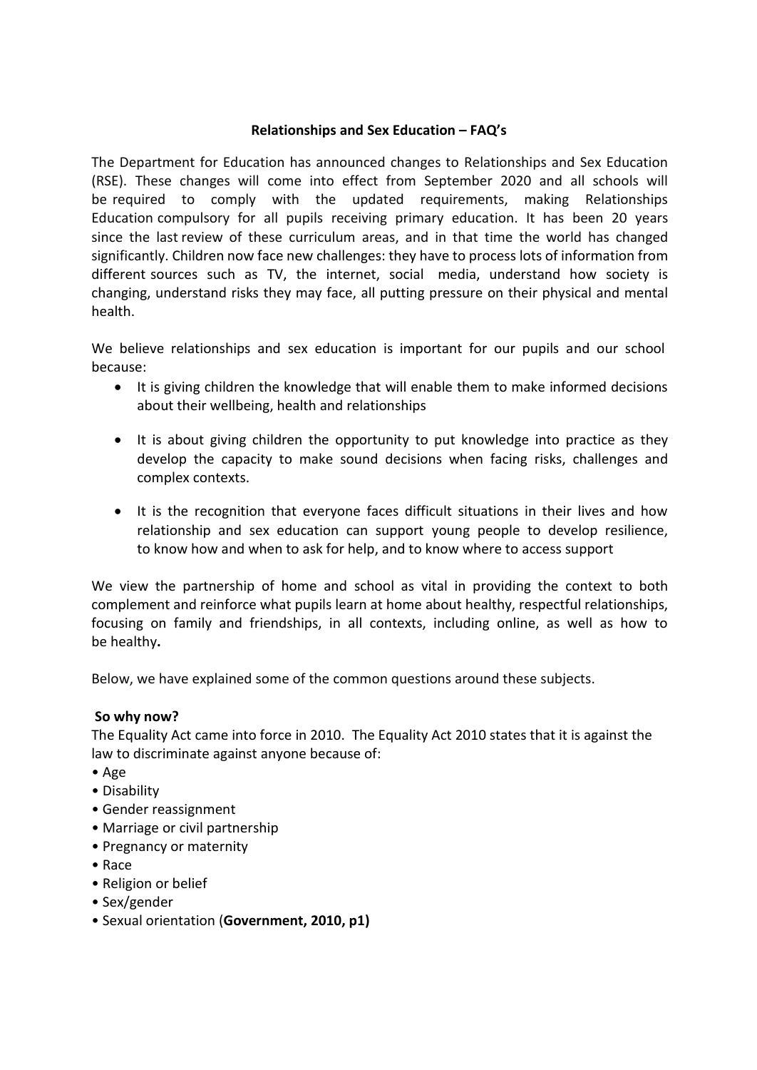# Relationships and Sex Education – FAQ's

The Department for Education has announced changes to Relationships and Sex Education (RSE). These changes will come into effect from September 2020 and all schools will be required to comply with the updated requirements, making Relationships Education compulsory for all pupils receiving primary education. It has been 20 years since the last review of these curriculum areas, and in that time the world has changed significantly. Children now face new challenges: they have to process lots of information from different sources such as TV, the internet, social media, understand how society is changing, understand risks they may face, all putting pressure on their physical and mental health.

We believe relationships and sex education is important for our pupils and our school because:

- It is giving children the knowledge that will enable them to make informed decisions about their wellbeing, health and relationships
- It is about giving children the opportunity to put knowledge into practice as they develop the capacity to make sound decisions when facing risks, challenges and complex contexts.
- It is the recognition that everyone faces difficult situations in their lives and how relationship and sex education can support young people to develop resilience, to know how and when to ask for help, and to know where to access support

We view the partnership of home and school as vital in providing the context to both complement and reinforce what pupils learn at home about healthy, respectful relationships, focusing on family and friendships, in all contexts, including online, as well as how to be healthy**.**

Below, we have explained some of the common questions around these subjects.

**So why now?**

The Equality Act came into force in 2010. The Equality Act 2010 states that it is against the law to discriminate against anyone because of:

- Age
- Disability
- Gender reassignment
- Marriage or civil partnership
- Pregnancy or maternity
- Race
- Religion or belief
- Sex/gender
- Sexual orientation (**Government, 2010, p1)**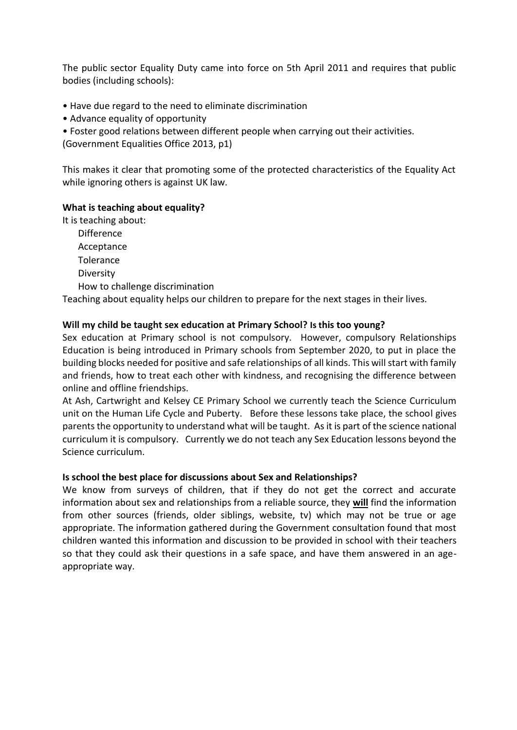The public sector Equality Duty came into force on 5th April 2011 and requires that public bodies (including schools):

- Have due regard to the need to eliminate discrimination
- Advance equality of opportunity
- Foster good relations between different people when carrying out their activities.

(Government Equalities Office 2013, p1)

This makes it clear that promoting some of the protected characteristics of the Equality Act while ignoring others is against UK law.

**What is teaching about equality?**

It is teaching about:

Difference
Acceptance
Tolerance
Diversity
How to challenge discrimination

Teaching about equality helps our children to prepare for the next stages in their lives.

**Will my child be taught sex education at Primary School? Is this too young?**

Sex education at Primary school is not compulsory. However, compulsory Relationships Education is being introduced in Primary schools from September 2020, to put in place the building blocks needed for positive and safe relationships of all kinds. This will start with family and friends, how to treat each other with kindness, and recognising the difference between online and offline friendships.

At Ash, Cartwright and Kelsey CE Primary School we currently teach the Science Curriculum unit on the Human Life Cycle and Puberty. Before these lessons take place, the school gives parents the opportunity to understand what will be taught. As it is part of the science national curriculum it is compulsory. Currently we do not teach any Sex Education lessons beyond the Science curriculum.

**Is school the best place for discussions about Sex and Relationships?**

We know from surveys of children, that if they do not get the correct and accurate information about sex and relationships from a reliable source, they **will** find the information from other sources (friends, older siblings, website, tv) which may not be true or age appropriate. The information gathered during the Government consultation found that most children wanted this information and discussion to be provided in school with their teachers so that they could ask their questions in a safe space, and have them answered in an age-appropriate way.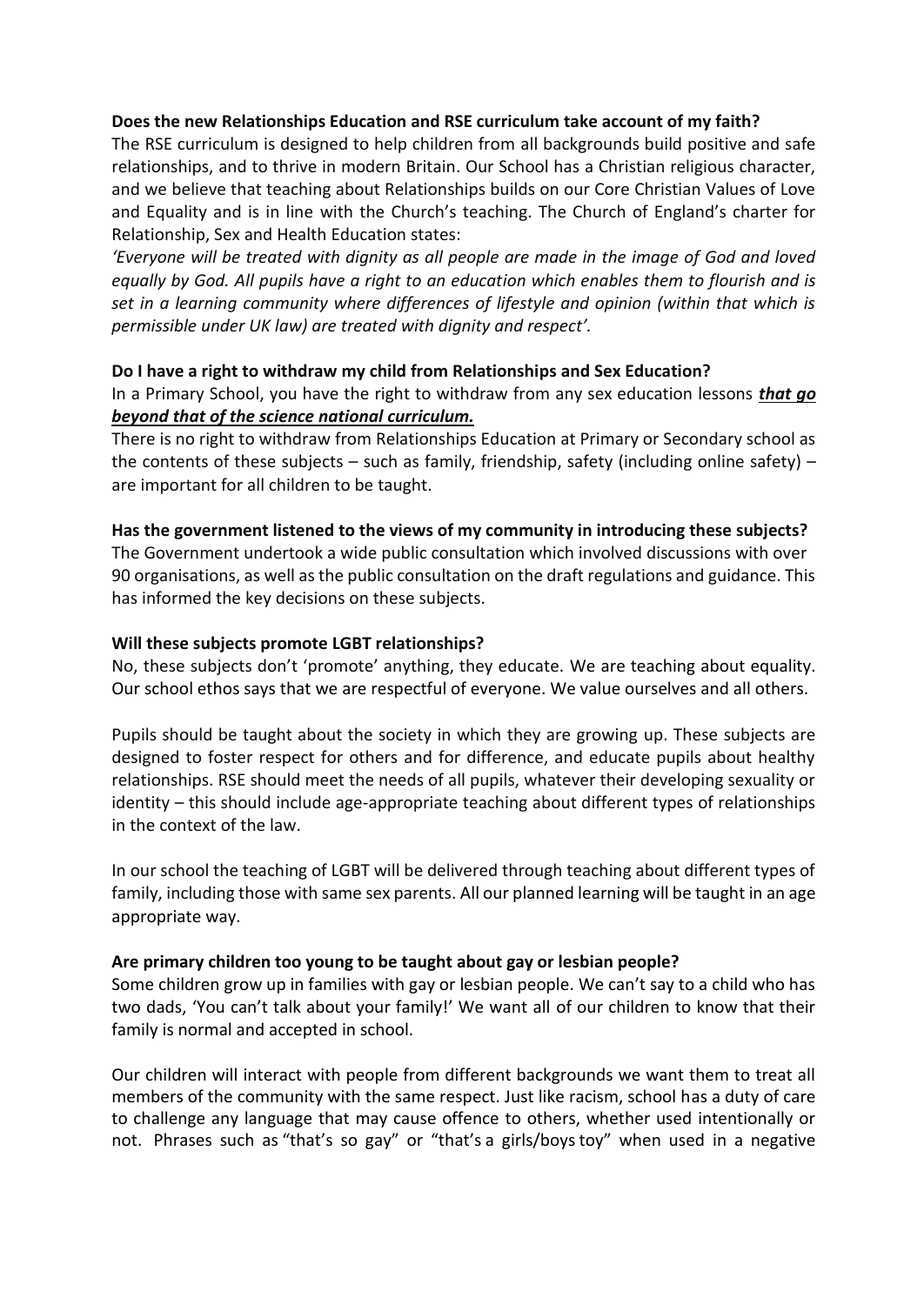**Does the new Relationships Education and RSE curriculum take account of my faith?**

The RSE curriculum is designed to help children from all backgrounds build positive and safe relationships, and to thrive in modern Britain. Our School has a Christian religious character, and we believe that teaching about Relationships builds on our Core Christian Values of Love and Equality and is in line with the Church's teaching. The Church of England's charter for Relationship, Sex and Health Education states:

*'Everyone will be treated with dignity as all people are made in the image of God and loved equally by God. All pupils have a right to an education which enables them to flourish and is set in a learning community where differences of lifestyle and opinion (within that which is permissible under UK law) are treated with dignity and respect'.*

**Do I have a right to withdraw my child from Relationships and Sex Education?**

In a Primary School, you have the right to withdraw from any sex education lessons ***<u>that go beyond that of the science national curriculum.</u>***

There is no right to withdraw from Relationships Education at Primary or Secondary school as the contents of these subjects – such as family, friendship, safety (including online safety) – are important for all children to be taught.

**Has the government listened to the views of my community in introducing these subjects?**

The Government undertook a wide public consultation which involved discussions with over 90 organisations, as well as the public consultation on the draft regulations and guidance. This has informed the key decisions on these subjects.

**Will these subjects promote LGBT relationships?**

No, these subjects don't 'promote' anything, they educate. We are teaching about equality. Our school ethos says that we are respectful of everyone. We value ourselves and all others.

Pupils should be taught about the society in which they are growing up. These subjects are designed to foster respect for others and for difference, and educate pupils about healthy relationships. RSE should meet the needs of all pupils, whatever their developing sexuality or identity – this should include age-appropriate teaching about different types of relationships in the context of the law.

In our school the teaching of LGBT will be delivered through teaching about different types of family, including those with same sex parents. All our planned learning will be taught in an age appropriate way.

**Are primary children too young to be taught about gay or lesbian people?**

Some children grow up in families with gay or lesbian people. We can't say to a child who has two dads, 'You can't talk about your family!' We want all of our children to know that their family is normal and accepted in school.

Our children will interact with people from different backgrounds we want them to treat all members of the community with the same respect. Just like racism, school has a duty of care to challenge any language that may cause offence to others, whether used intentionally or not. Phrases such as "that's so gay" or "that's a girls/boys toy" when used in a negative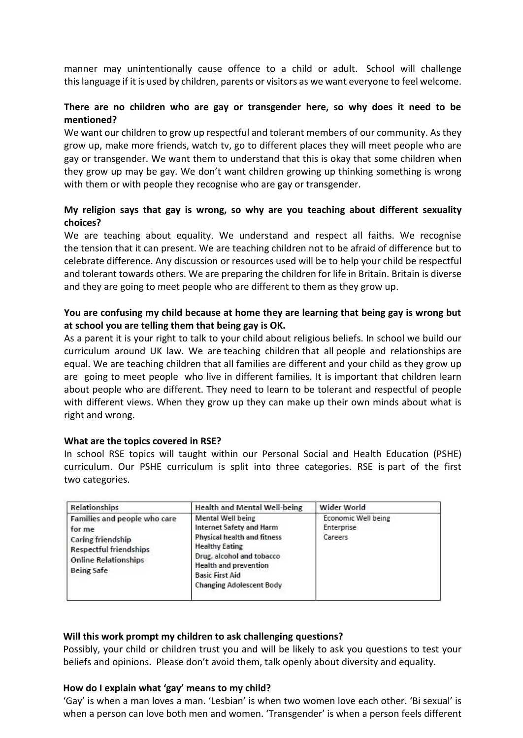manner may unintentionally cause offence to a child or adult. School will challenge this language if it is used by children, parents or visitors as we want everyone to feel welcome.

**There are no children who are gay or transgender here, so why does it need to be mentioned?**
We want our children to grow up respectful and tolerant members of our community. As they grow up, make more friends, watch tv, go to different places they will meet people who are gay or transgender. We want them to understand that this is okay that some children when they grow up may be gay. We don't want children growing up thinking something is wrong with them or with people they recognise who are gay or transgender.

**My religion says that gay is wrong, so why are you teaching about different sexuality choices?**
We are teaching about equality. We understand and respect all faiths. We recognise the tension that it can present. We are teaching children not to be afraid of difference but to celebrate difference. Any discussion or resources used will be to help your child be respectful and tolerant towards others. We are preparing the children for life in Britain. Britain is diverse and they are going to meet people who are different to them as they grow up.

**You are confusing my child because at home they are learning that being gay is wrong but at school you are telling them that being gay is OK.**
As a parent it is your right to talk to your child about religious beliefs. In school we build our curriculum around UK law. We are teaching children that all people and relationships are equal. We are teaching children that all families are different and your child as they grow up are going to meet people who live in different families. It is important that children learn about people who are different. They need to learn to be tolerant and respectful of people with different views. When they grow up they can make up their own minds about what is right and wrong.

**What are the topics covered in RSE?**
In school RSE topics will taught within our Personal Social and Health Education (PSHE) curriculum. Our PSHE curriculum is split into three categories. RSE is part of the first two categories.

| Relationships | Health and Mental Well-being | Wider World |
|---|---|---|
| Families and people who care for me<br>Caring friendship<br>Respectful friendships<br>Online Relationships<br>Being Safe | Mental Well being<br>Internet Safety and Harm<br>Physical health and fitness<br>Healthy Eating<br>Drug, alcohol and tobacco<br>Health and prevention<br>Basic First Aid<br>Changing Adolescent Body | Economic Well being<br>Enterprise<br>Careers |

**Will this work prompt my children to ask challenging questions?**
Possibly, your child or children trust you and will be likely to ask you questions to test your beliefs and opinions. Please don't avoid them, talk openly about diversity and equality.

**How do I explain what 'gay' means to my child?**
'Gay' is when a man loves a man. 'Lesbian' is when two women love each other. 'Bi sexual' is when a person can love both men and women. 'Transgender' is when a person feels different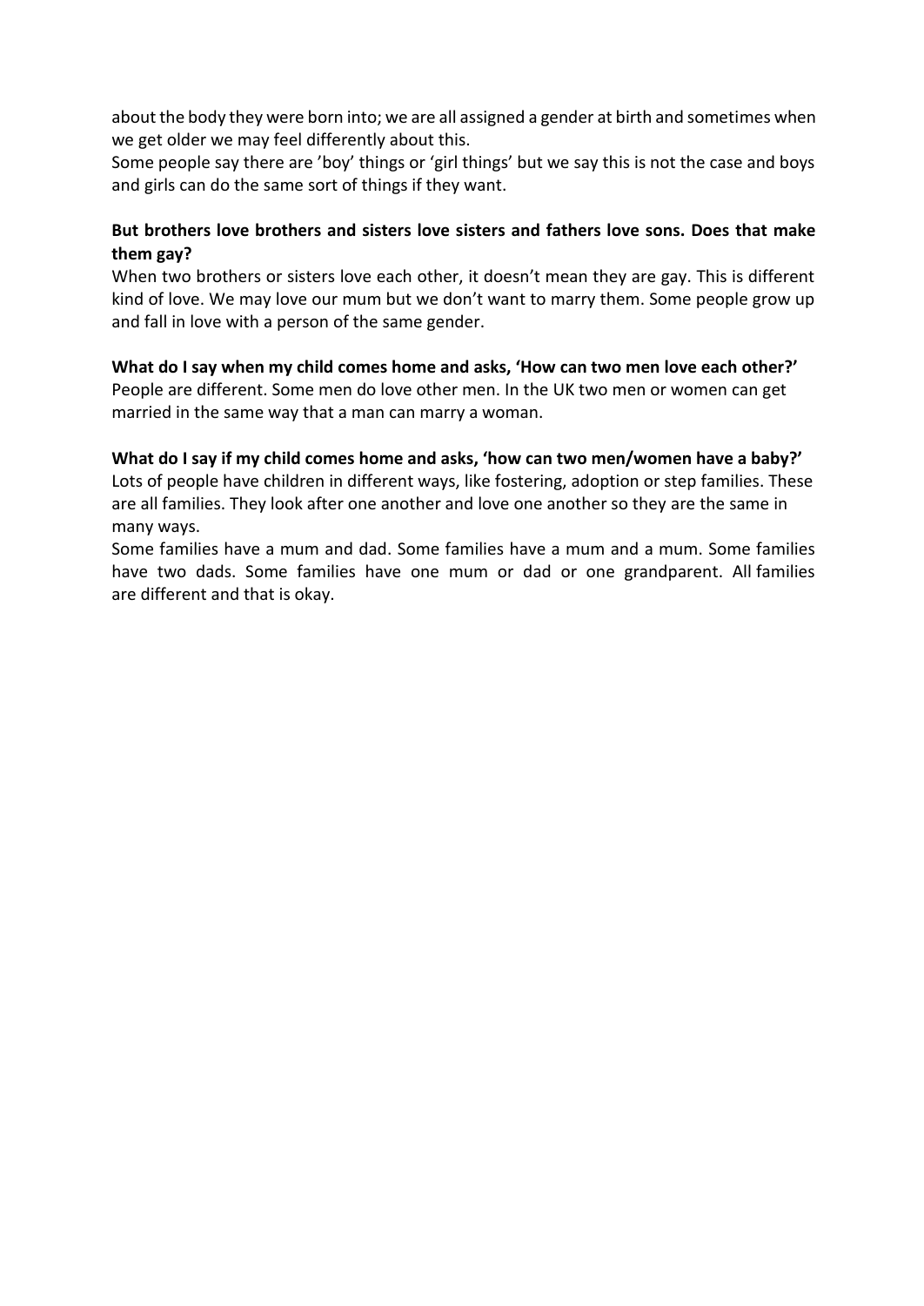about the body they were born into; we are all assigned a gender at birth and sometimes when we get older we may feel differently about this.

Some people say there are 'boy' things or 'girl things' but we say this is not the case and boys and girls can do the same sort of things if they want.

**But brothers love brothers and sisters love sisters and fathers love sons. Does that make them gay?**

When two brothers or sisters love each other, it doesn't mean they are gay. This is different kind of love. We may love our mum but we don't want to marry them. Some people grow up and fall in love with a person of the same gender.

**What do I say when my child comes home and asks, 'How can two men love each other?'**

People are different. Some men do love other men. In the UK two men or women can get married in the same way that a man can marry a woman.

**What do I say if my child comes home and asks, 'how can two men/women have a baby?'**

Lots of people have children in different ways, like fostering, adoption or step families. These are all families. They look after one another and love one another so they are the same in many ways.

Some families have a mum and dad. Some families have a mum and a mum. Some families have two dads. Some families have one mum or dad or one grandparent. All families are different and that is okay.